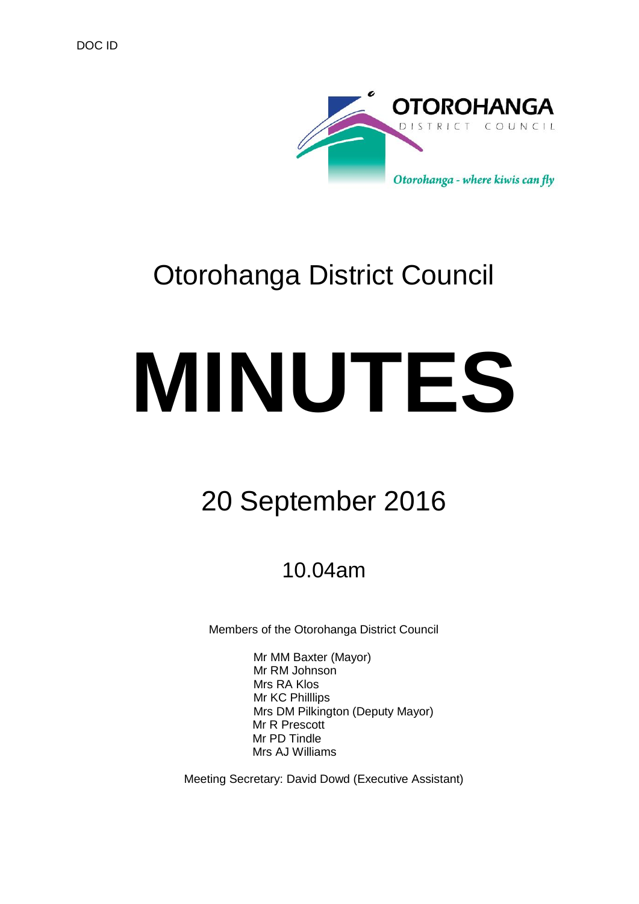DOC ID

OTOROHANGA
DISTRICT COUNCIL

*Otorohanga - where kiwis can fly*

# Otorohanga District Council

# MINUTES

## 20 September 2016

### 10.04am

Members of the Otorohanga District Council

Mr MM Baxter (Mayor)
Mr RM Johnson
Mrs RA Klos
Mr KC Philllips
Mrs DM Pilkington (Deputy Mayor)
Mr R Prescott
Mr PD Tindle
Mrs AJ Williams

Meeting Secretary: David Dowd (Executive Assistant)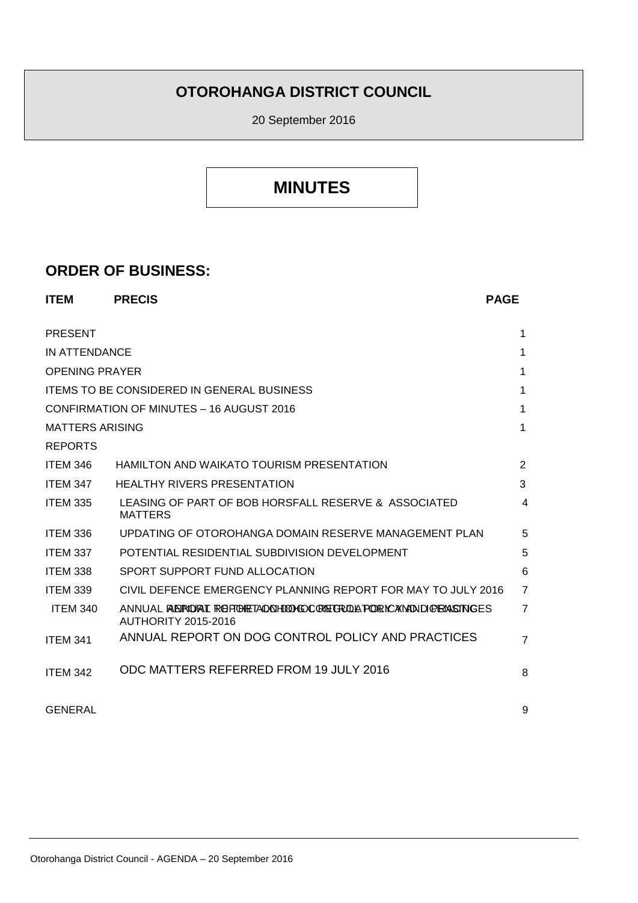# OTOROHANGA DISTRICT COUNCIL

20 September 2016

# MINUTES

## ORDER OF BUSINESS:

| ITEM | PRECIS | PAGE |
|---|---|---|
| PRESENT | | 1 |
| IN ATTENDANCE | | 1 |
| OPENING PRAYER | | 1 |
| ITEMS TO BE CONSIDERED IN GENERAL BUSINESS | | 1 |
| CONFIRMATION OF MINUTES – 16 AUGUST 2016 | | 1 |
| MATTERS ARISING | | 1 |
| REPORTS | | |
| ITEM 346 | HAMILTON AND WAIKATO TOURISM PRESENTATION | 2 |
| ITEM 347 | HEALTHY RIVERS PRESENTATION | 3 |
| ITEM 335 | LEASING OF PART OF BOB HORSFALL RESERVE & ASSOCIATED MATTERS | 4 |
| ITEM 336 | UPDATING OF OTOROHANGA DOMAIN RESERVE MANAGEMENT PLAN | 5 |
| ITEM 337 | POTENTIAL RESIDENTIAL SUBDIVISION DEVELOPMENT | 5 |
| ITEM 338 | SPORT SUPPORT FUND ALLOCATION | 6 |
| ITEM 339 | CIVIL DEFENCE EMERGENCY PLANNING REPORT FOR MAY TO JULY 2016 | 7 |
| ITEM 340 | ANNUAL REPORT TO THE ALCOHOL REGULATORY AND LICENSING AUTHORITY 2015-2016 | 7 |
| ITEM 341 | ANNUAL REPORT ON DOG CONTROL POLICY AND PRACTICES | 7 |
| ITEM 342 | ODC MATTERS REFERRED FROM 19 JULY 2016 | 8 |
| GENERAL | | 9 |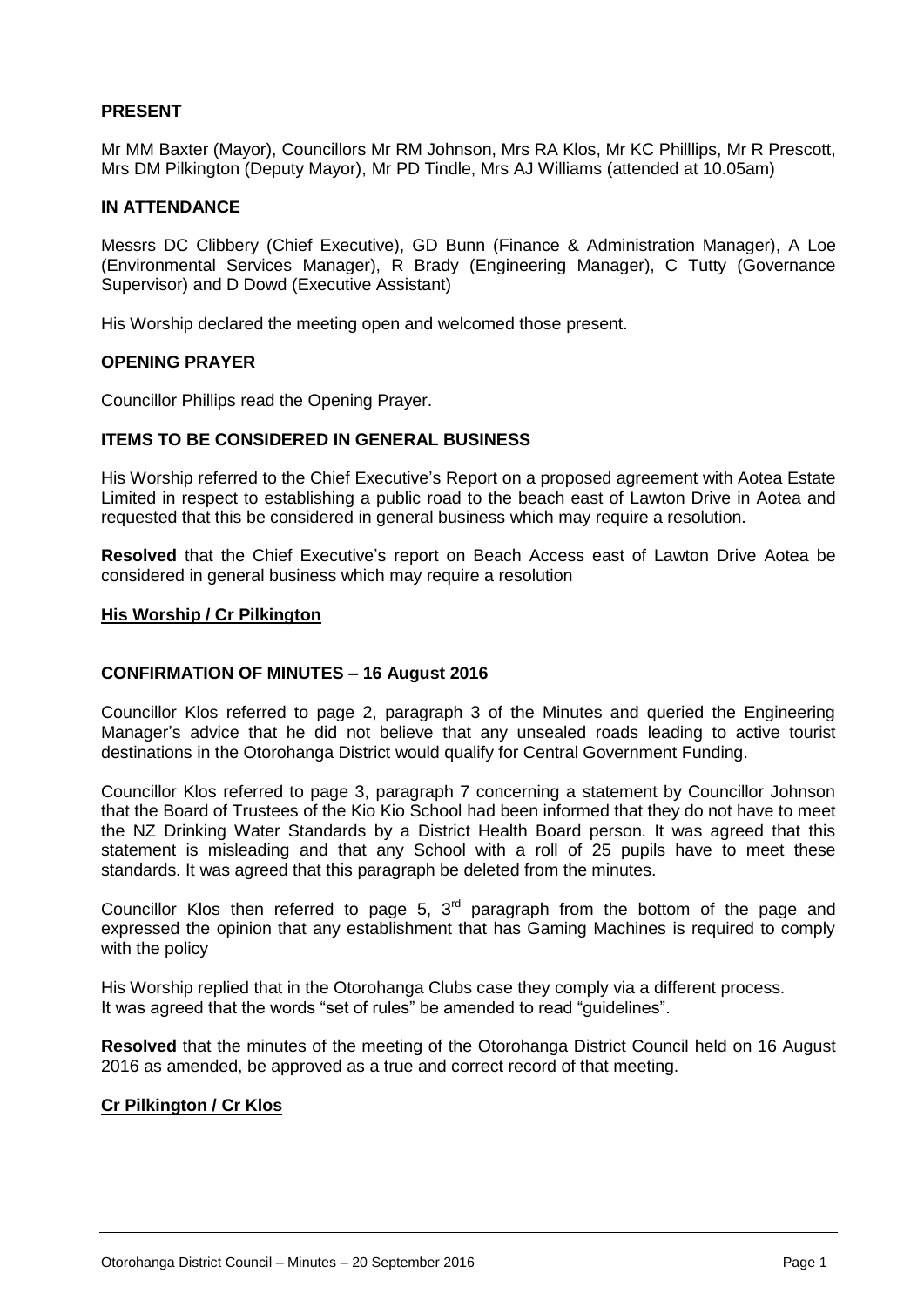## PRESENT

Mr MM Baxter (Mayor), Councillors Mr RM Johnson, Mrs RA Klos, Mr KC Philllips, Mr R Prescott, Mrs DM Pilkington (Deputy Mayor), Mr PD Tindle, Mrs AJ Williams (attended at 10.05am)

## IN ATTENDANCE

Messrs DC Clibbery (Chief Executive), GD Bunn (Finance & Administration Manager), A Loe (Environmental Services Manager), R Brady (Engineering Manager), C Tutty (Governance Supervisor) and D Dowd (Executive Assistant)

His Worship declared the meeting open and welcomed those present.

## OPENING PRAYER

Councillor Phillips read the Opening Prayer.

## ITEMS TO BE CONSIDERED IN GENERAL BUSINESS

His Worship referred to the Chief Executive's Report on a proposed agreement with Aotea Estate Limited in respect to establishing a public road to the beach east of Lawton Drive in Aotea and requested that this be considered in general business which may require a resolution.

**Resolved** that the Chief Executive's report on Beach Access east of Lawton Drive Aotea be considered in general business which may require a resolution

**His Worship / Cr Pilkington**

## CONFIRMATION OF MINUTES – 16 August 2016

Councillor Klos referred to page 2, paragraph 3 of the Minutes and queried the Engineering Manager's advice that he did not believe that any unsealed roads leading to active tourist destinations in the Otorohanga District would qualify for Central Government Funding.

Councillor Klos referred to page 3, paragraph 7 concerning a statement by Councillor Johnson that the Board of Trustees of the Kio Kio School had been informed that they do not have to meet the NZ Drinking Water Standards by a District Health Board person. It was agreed that this statement is misleading and that any School with a roll of 25 pupils have to meet these standards. It was agreed that this paragraph be deleted from the minutes.

Councillor Klos then referred to page 5, 3rd paragraph from the bottom of the page and expressed the opinion that any establishment that has Gaming Machines is required to comply with the policy

His Worship replied that in the Otorohanga Clubs case they comply via a different process.
It was agreed that the words "set of rules" be amended to read "guidelines".

**Resolved** that the minutes of the meeting of the Otorohanga District Council held on 16 August 2016 as amended, be approved as a true and correct record of that meeting.

**Cr Pilkington / Cr Klos**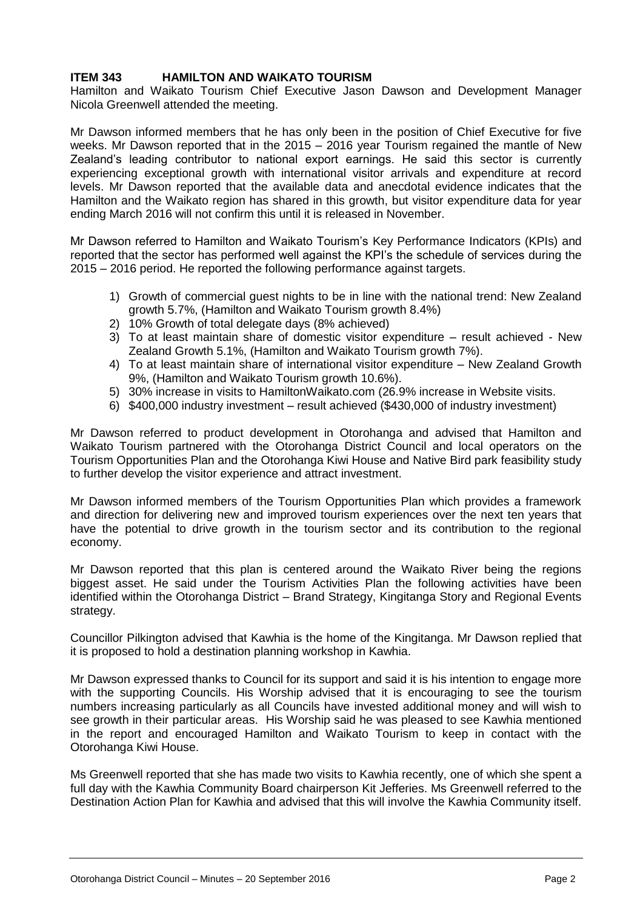**ITEM 343 HAMILTON AND WAIKATO TOURISM**

Hamilton and Waikato Tourism Chief Executive Jason Dawson and Development Manager Nicola Greenwell attended the meeting.

Mr Dawson informed members that he has only been in the position of Chief Executive for five weeks. Mr Dawson reported that in the 2015 – 2016 year Tourism regained the mantle of New Zealand's leading contributor to national export earnings. He said this sector is currently experiencing exceptional growth with international visitor arrivals and expenditure at record levels. Mr Dawson reported that the available data and anecdotal evidence indicates that the Hamilton and the Waikato region has shared in this growth, but visitor expenditure data for year ending March 2016 will not confirm this until it is released in November.

Mr Dawson referred to Hamilton and Waikato Tourism's Key Performance Indicators (KPIs) and reported that the sector has performed well against the KPI's the schedule of services during the 2015 – 2016 period. He reported the following performance against targets.

1) Growth of commercial guest nights to be in line with the national trend: New Zealand growth 5.7%, (Hamilton and Waikato Tourism growth 8.4%)
2) 10% Growth of total delegate days (8% achieved)
3) To at least maintain share of domestic visitor expenditure – result achieved - New Zealand Growth 5.1%, (Hamilton and Waikato Tourism growth 7%).
4) To at least maintain share of international visitor expenditure – New Zealand Growth 9%, (Hamilton and Waikato Tourism growth 10.6%).
5) 30% increase in visits to HamiltonWaikato.com (26.9% increase in Website visits.
6) $400,000 industry investment – result achieved ($430,000 of industry investment)

Mr Dawson referred to product development in Otorohanga and advised that Hamilton and Waikato Tourism partnered with the Otorohanga District Council and local operators on the Tourism Opportunities Plan and the Otorohanga Kiwi House and Native Bird park feasibility study to further develop the visitor experience and attract investment.

Mr Dawson informed members of the Tourism Opportunities Plan which provides a framework and direction for delivering new and improved tourism experiences over the next ten years that have the potential to drive growth in the tourism sector and its contribution to the regional economy.

Mr Dawson reported that this plan is centered around the Waikato River being the regions biggest asset. He said under the Tourism Activities Plan the following activities have been identified within the Otorohanga District – Brand Strategy, Kingitanga Story and Regional Events strategy.

Councillor Pilkington advised that Kawhia is the home of the Kingitanga. Mr Dawson replied that it is proposed to hold a destination planning workshop in Kawhia.

Mr Dawson expressed thanks to Council for its support and said it is his intention to engage more with the supporting Councils. His Worship advised that it is encouraging to see the tourism numbers increasing particularly as all Councils have invested additional money and will wish to see growth in their particular areas. His Worship said he was pleased to see Kawhia mentioned in the report and encouraged Hamilton and Waikato Tourism to keep in contact with the Otorohanga Kiwi House.

Ms Greenwell reported that she has made two visits to Kawhia recently, one of which she spent a full day with the Kawhia Community Board chairperson Kit Jefferies. Ms Greenwell referred to the Destination Action Plan for Kawhia and advised that this will involve the Kawhia Community itself.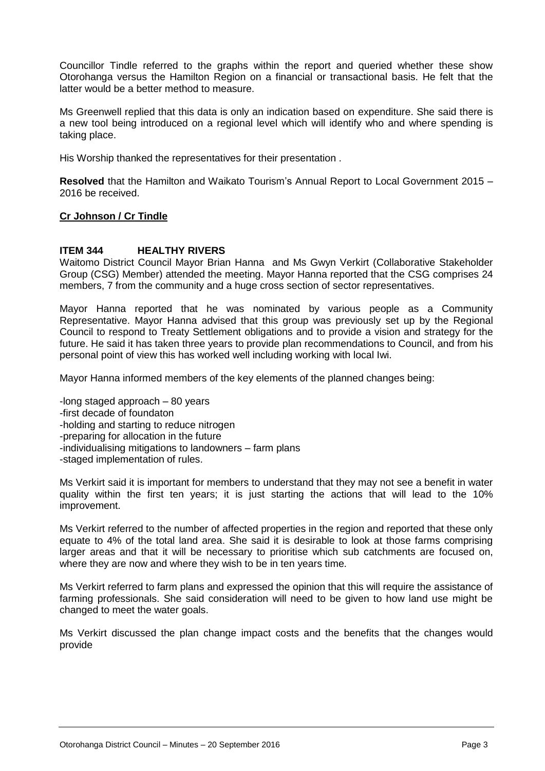Councillor Tindle referred to the graphs within the report and queried whether these show Otorohanga versus the Hamilton Region on a financial or transactional basis. He felt that the latter would be a better method to measure.

Ms Greenwell replied that this data is only an indication based on expenditure. She said there is a new tool being introduced on a regional level which will identify who and where spending is taking place.

His Worship thanked the representatives for their presentation .

**Resolved** that the Hamilton and Waikato Tourism's Annual Report to Local Government 2015 – 2016 be received.

**Cr Johnson / Cr Tindle**

### ITEM 344 HEALTHY RIVERS

Waitomo District Council Mayor Brian Hanna and Ms Gwyn Verkirt (Collaborative Stakeholder Group (CSG) Member) attended the meeting. Mayor Hanna reported that the CSG comprises 24 members, 7 from the community and a huge cross section of sector representatives.

Mayor Hanna reported that he was nominated by various people as a Community Representative. Mayor Hanna advised that this group was previously set up by the Regional Council to respond to Treaty Settlement obligations and to provide a vision and strategy for the future. He said it has taken three years to provide plan recommendations to Council, and from his personal point of view this has worked well including working with local Iwi.

Mayor Hanna informed members of the key elements of the planned changes being:

-long staged approach – 80 years
-first decade of foundaton
-holding and starting to reduce nitrogen
-preparing for allocation in the future
-individualising mitigations to landowners – farm plans
-staged implementation of rules.

Ms Verkirt said it is important for members to understand that they may not see a benefit in water quality within the first ten years; it is just starting the actions that will lead to the 10% improvement.

Ms Verkirt referred to the number of affected properties in the region and reported that these only equate to 4% of the total land area. She said it is desirable to look at those farms comprising larger areas and that it will be necessary to prioritise which sub catchments are focused on, where they are now and where they wish to be in ten years time.

Ms Verkirt referred to farm plans and expressed the opinion that this will require the assistance of farming professionals. She said consideration will need to be given to how land use might be changed to meet the water goals.

Ms Verkirt discussed the plan change impact costs and the benefits that the changes would provide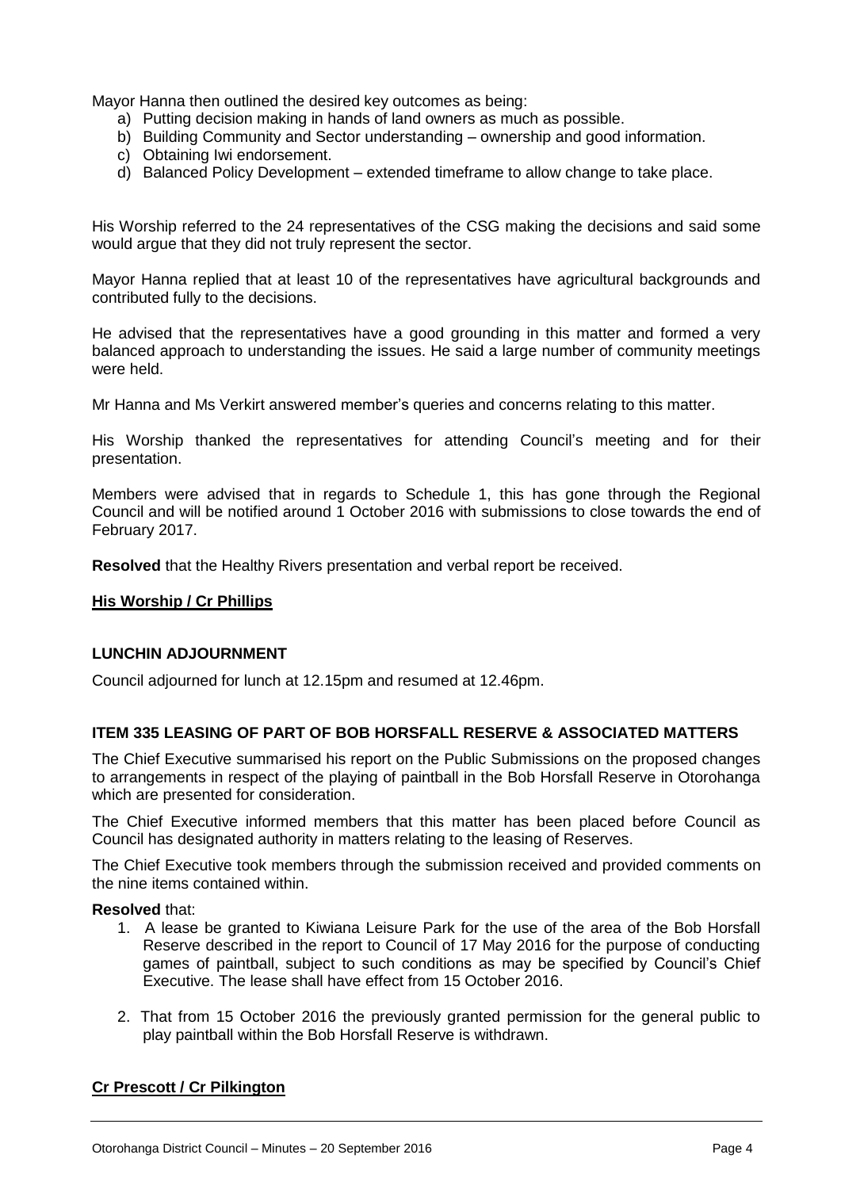Mayor Hanna then outlined the desired key outcomes as being:

a) Putting decision making in hands of land owners as much as possible.
b) Building Community and Sector understanding – ownership and good information.
c) Obtaining Iwi endorsement.
d) Balanced Policy Development – extended timeframe to allow change to take place.

His Worship referred to the 24 representatives of the CSG making the decisions and said some would argue that they did not truly represent the sector.

Mayor Hanna replied that at least 10 of the representatives have agricultural backgrounds and contributed fully to the decisions.

He advised that the representatives have a good grounding in this matter and formed a very balanced approach to understanding the issues. He said a large number of community meetings were held.

Mr Hanna and Ms Verkirt answered member's queries and concerns relating to this matter.

His Worship thanked the representatives for attending Council's meeting and for their presentation.

Members were advised that in regards to Schedule 1, this has gone through the Regional Council and will be notified around 1 October 2016 with submissions to close towards the end of February 2017.

**Resolved** that the Healthy Rivers presentation and verbal report be received.

**His Worship / Cr Phillips**

**LUNCHIN ADJOURNMENT**

Council adjourned for lunch at 12.15pm and resumed at 12.46pm.

**ITEM 335 LEASING OF PART OF BOB HORSFALL RESERVE & ASSOCIATED MATTERS**

The Chief Executive summarised his report on the Public Submissions on the proposed changes to arrangements in respect of the playing of paintball in the Bob Horsfall Reserve in Otorohanga which are presented for consideration.

The Chief Executive informed members that this matter has been placed before Council as Council has designated authority in matters relating to the leasing of Reserves.

The Chief Executive took members through the submission received and provided comments on the nine items contained within.

**Resolved** that:

1. A lease be granted to Kiwiana Leisure Park for the use of the area of the Bob Horsfall Reserve described in the report to Council of 17 May 2016 for the purpose of conducting games of paintball, subject to such conditions as may be specified by Council's Chief Executive. The lease shall have effect from 15 October 2016.

2. That from 15 October 2016 the previously granted permission for the general public to play paintball within the Bob Horsfall Reserve is withdrawn.

**Cr Prescott / Cr Pilkington**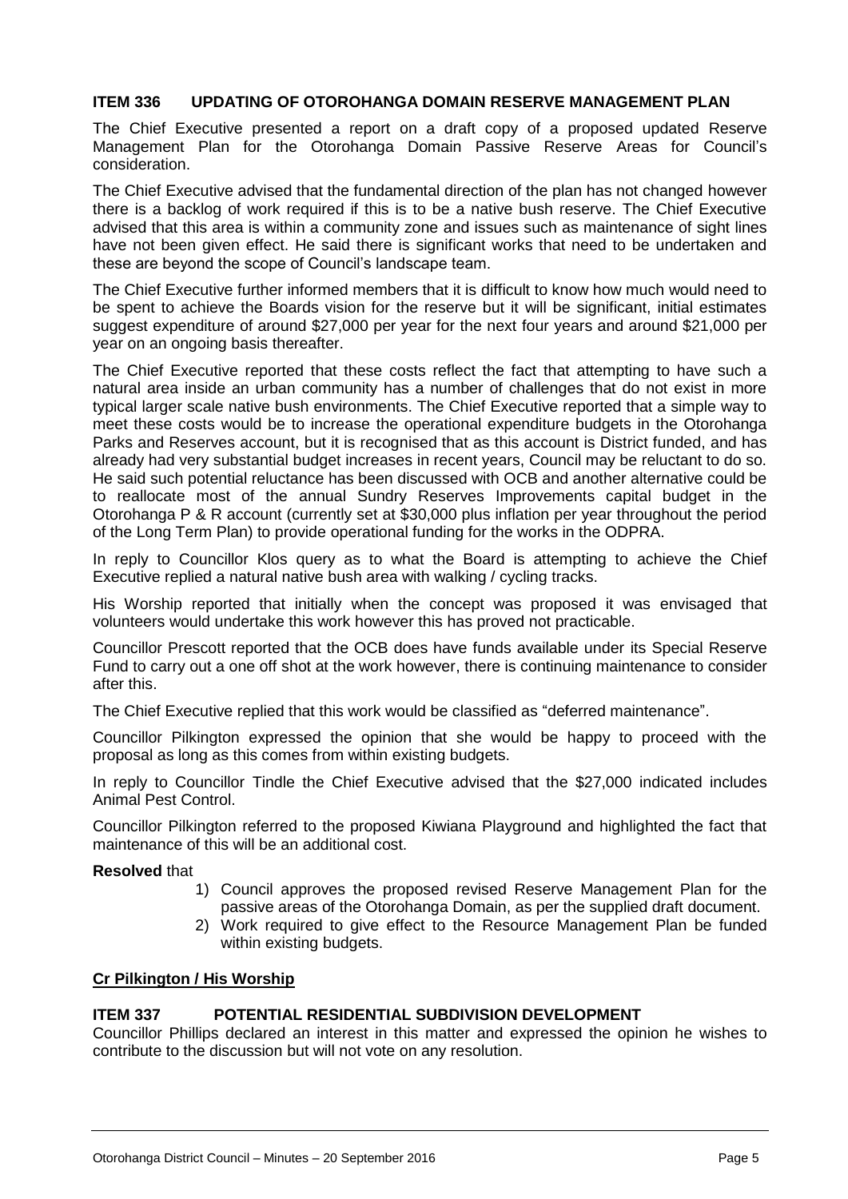### ITEM 336 UPDATING OF OTOROHANGA DOMAIN RESERVE MANAGEMENT PLAN

The Chief Executive presented a report on a draft copy of a proposed updated Reserve Management Plan for the Otorohanga Domain Passive Reserve Areas for Council's consideration.

The Chief Executive advised that the fundamental direction of the plan has not changed however there is a backlog of work required if this is to be a native bush reserve. The Chief Executive advised that this area is within a community zone and issues such as maintenance of sight lines have not been given effect. He said there is significant works that need to be undertaken and these are beyond the scope of Council's landscape team.

The Chief Executive further informed members that it is difficult to know how much would need to be spent to achieve the Boards vision for the reserve but it will be significant, initial estimates suggest expenditure of around $27,000 per year for the next four years and around $21,000 per year on an ongoing basis thereafter.

The Chief Executive reported that these costs reflect the fact that attempting to have such a natural area inside an urban community has a number of challenges that do not exist in more typical larger scale native bush environments. The Chief Executive reported that a simple way to meet these costs would be to increase the operational expenditure budgets in the Otorohanga Parks and Reserves account, but it is recognised that as this account is District funded, and has already had very substantial budget increases in recent years, Council may be reluctant to do so. He said such potential reluctance has been discussed with OCB and another alternative could be to reallocate most of the annual Sundry Reserves Improvements capital budget in the Otorohanga P & R account (currently set at $30,000 plus inflation per year throughout the period of the Long Term Plan) to provide operational funding for the works in the ODPRA.

In reply to Councillor Klos query as to what the Board is attempting to achieve the Chief Executive replied a natural native bush area with walking / cycling tracks.

His Worship reported that initially when the concept was proposed it was envisaged that volunteers would undertake this work however this has proved not practicable.

Councillor Prescott reported that the OCB does have funds available under its Special Reserve Fund to carry out a one off shot at the work however, there is continuing maintenance to consider after this.

The Chief Executive replied that this work would be classified as "deferred maintenance".

Councillor Pilkington expressed the opinion that she would be happy to proceed with the proposal as long as this comes from within existing budgets.

In reply to Councillor Tindle the Chief Executive advised that the $27,000 indicated includes Animal Pest Control.

Councillor Pilkington referred to the proposed Kiwiana Playground and highlighted the fact that maintenance of this will be an additional cost.

**Resolved** that

1) Council approves the proposed revised Reserve Management Plan for the passive areas of the Otorohanga Domain, as per the supplied draft document.
2) Work required to give effect to the Resource Management Plan be funded within existing budgets.

**Cr Pilkington / His Worship**

### ITEM 337 POTENTIAL RESIDENTIAL SUBDIVISION DEVELOPMENT

Councillor Phillips declared an interest in this matter and expressed the opinion he wishes to contribute to the discussion but will not vote on any resolution.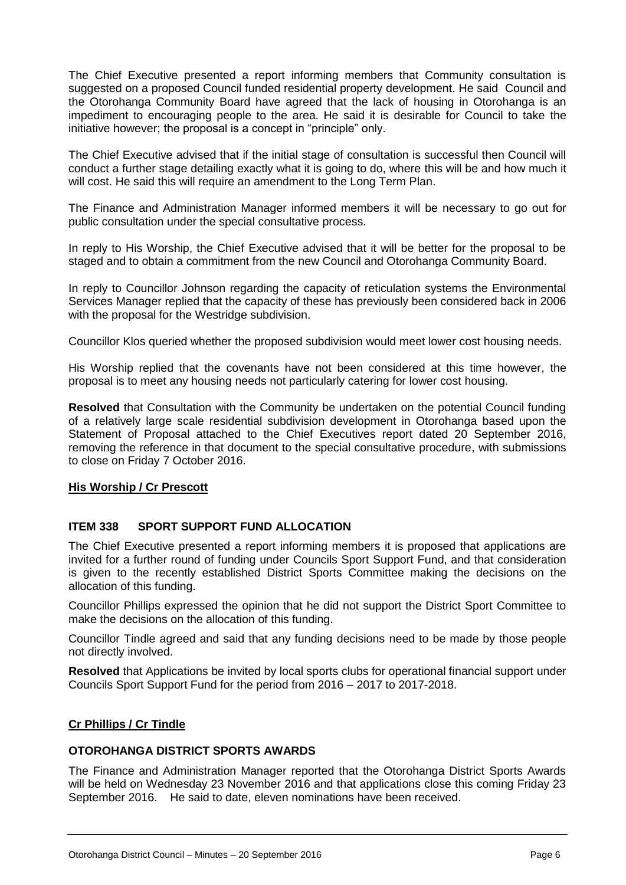The Chief Executive presented a report informing members that Community consultation is suggested on a proposed Council funded residential property development. He said Council and the Otorohanga Community Board have agreed that the lack of housing in Otorohanga is an impediment to encouraging people to the area. He said it is desirable for Council to take the initiative however; the proposal is a concept in "principle" only.

The Chief Executive advised that if the initial stage of consultation is successful then Council will conduct a further stage detailing exactly what it is going to do, where this will be and how much it will cost. He said this will require an amendment to the Long Term Plan.

The Finance and Administration Manager informed members it will be necessary to go out for public consultation under the special consultative process.

In reply to His Worship, the Chief Executive advised that it will be better for the proposal to be staged and to obtain a commitment from the new Council and Otorohanga Community Board.

In reply to Councillor Johnson regarding the capacity of reticulation systems the Environmental Services Manager replied that the capacity of these has previously been considered back in 2006 with the proposal for the Westridge subdivision.

Councillor Klos queried whether the proposed subdivision would meet lower cost housing needs.

His Worship replied that the covenants have not been considered at this time however, the proposal is to meet any housing needs not particularly catering for lower cost housing.

**Resolved** that Consultation with the Community be undertaken on the potential Council funding of a relatively large scale residential subdivision development in Otorohanga based upon the Statement of Proposal attached to the Chief Executives report dated 20 September 2016, removing the reference in that document to the special consultative procedure, with submissions to close on Friday 7 October 2016.

**His Worship / Cr Prescott**

### ITEM 338 SPORT SUPPORT FUND ALLOCATION

The Chief Executive presented a report informing members it is proposed that applications are invited for a further round of funding under Councils Sport Support Fund, and that consideration is given to the recently established District Sports Committee making the decisions on the allocation of this funding.

Councillor Phillips expressed the opinion that he did not support the District Sport Committee to make the decisions on the allocation of this funding.

Councillor Tindle agreed and said that any funding decisions need to be made by those people not directly involved.

**Resolved** that Applications be invited by local sports clubs for operational financial support under Councils Sport Support Fund for the period from 2016 – 2017 to 2017-2018.

**Cr Phillips / Cr Tindle**

### OTOROHANGA DISTRICT SPORTS AWARDS

The Finance and Administration Manager reported that the Otorohanga District Sports Awards will be held on Wednesday 23 November 2016 and that applications close this coming Friday 23 September 2016. He said to date, eleven nominations have been received.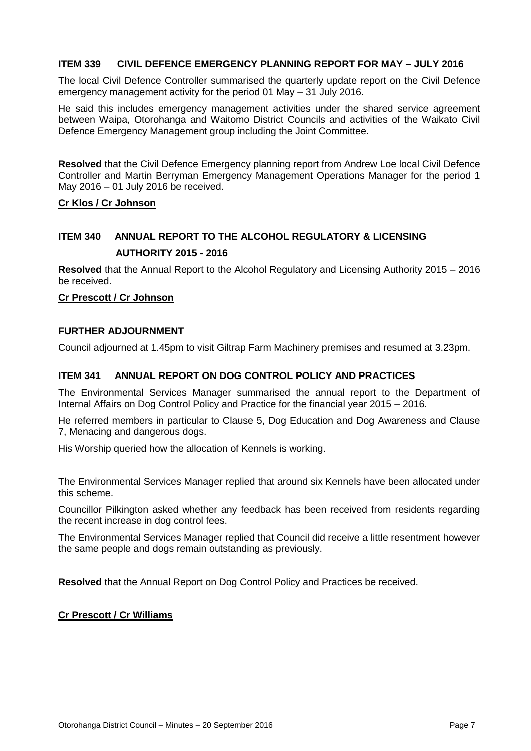### ITEM 339 CIVIL DEFENCE EMERGENCY PLANNING REPORT FOR MAY – JULY 2016

The local Civil Defence Controller summarised the quarterly update report on the Civil Defence emergency management activity for the period 01 May – 31 July 2016.

He said this includes emergency management activities under the shared service agreement between Waipa, Otorohanga and Waitomo District Councils and activities of the Waikato Civil Defence Emergency Management group including the Joint Committee.

**Resolved** that the Civil Defence Emergency planning report from Andrew Loe local Civil Defence Controller and Martin Berryman Emergency Management Operations Manager for the period 1 May 2016 – 01 July 2016 be received.

**Cr Klos / Cr Johnson**

### ITEM 340 ANNUAL REPORT TO THE ALCOHOL REGULATORY & LICENSING AUTHORITY 2015 - 2016

**Resolved** that the Annual Report to the Alcohol Regulatory and Licensing Authority 2015 – 2016 be received.

**Cr Prescott / Cr Johnson**

### FURTHER ADJOURNMENT

Council adjourned at 1.45pm to visit Giltrap Farm Machinery premises and resumed at 3.23pm.

### ITEM 341 ANNUAL REPORT ON DOG CONTROL POLICY AND PRACTICES

The Environmental Services Manager summarised the annual report to the Department of Internal Affairs on Dog Control Policy and Practice for the financial year 2015 – 2016.

He referred members in particular to Clause 5, Dog Education and Dog Awareness and Clause 7, Menacing and dangerous dogs.

His Worship queried how the allocation of Kennels is working.

The Environmental Services Manager replied that around six Kennels have been allocated under this scheme.

Councillor Pilkington asked whether any feedback has been received from residents regarding the recent increase in dog control fees.

The Environmental Services Manager replied that Council did receive a little resentment however the same people and dogs remain outstanding as previously.

**Resolved** that the Annual Report on Dog Control Policy and Practices be received.

**Cr Prescott / Cr Williams**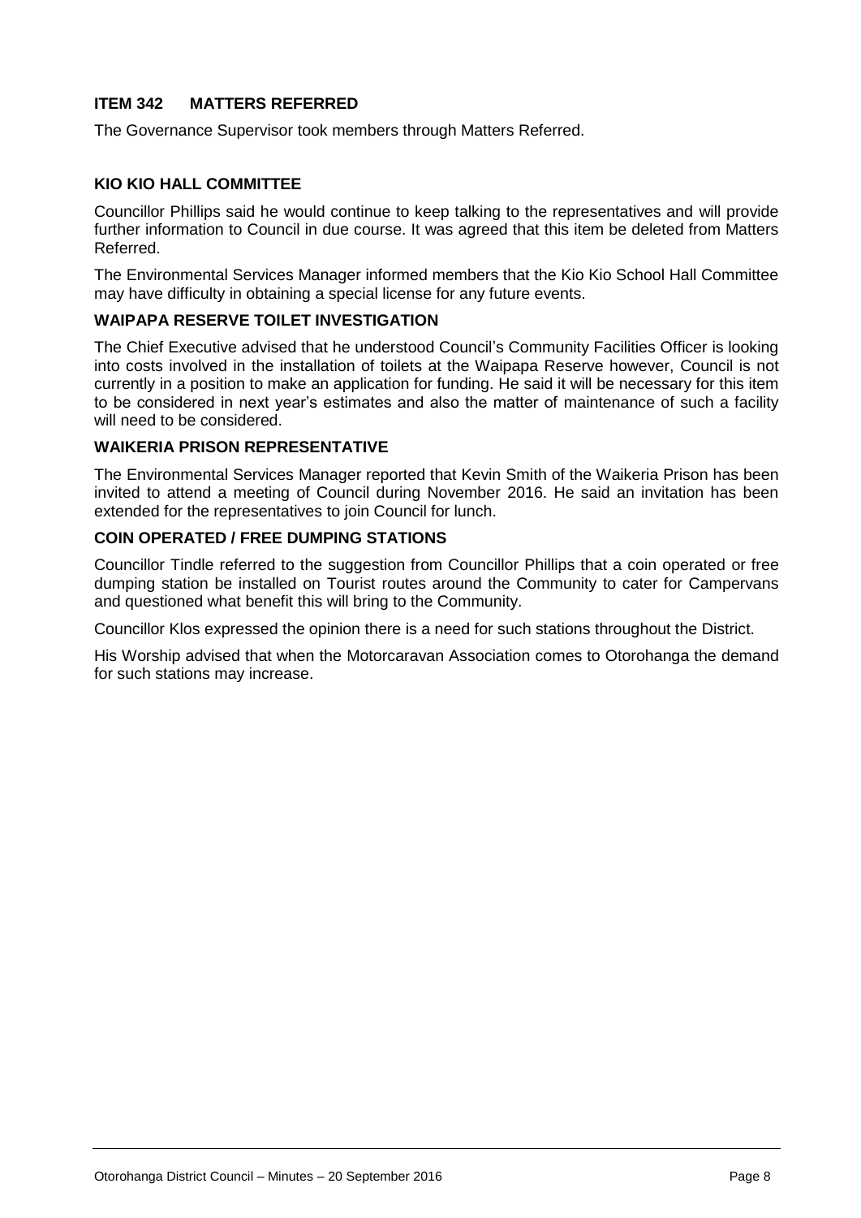## ITEM 342 MATTERS REFERRED

The Governance Supervisor took members through Matters Referred.

### KIO KIO HALL COMMITTEE

Councillor Phillips said he would continue to keep talking to the representatives and will provide further information to Council in due course. It was agreed that this item be deleted from Matters Referred.

The Environmental Services Manager informed members that the Kio Kio School Hall Committee may have difficulty in obtaining a special license for any future events.

### WAIPAPA RESERVE TOILET INVESTIGATION

The Chief Executive advised that he understood Council's Community Facilities Officer is looking into costs involved in the installation of toilets at the Waipapa Reserve however, Council is not currently in a position to make an application for funding. He said it will be necessary for this item to be considered in next year's estimates and also the matter of maintenance of such a facility will need to be considered.

### WAIKERIA PRISON REPRESENTATIVE

The Environmental Services Manager reported that Kevin Smith of the Waikeria Prison has been invited to attend a meeting of Council during November 2016. He said an invitation has been extended for the representatives to join Council for lunch.

### COIN OPERATED / FREE DUMPING STATIONS

Councillor Tindle referred to the suggestion from Councillor Phillips that a coin operated or free dumping station be installed on Tourist routes around the Community to cater for Campervans and questioned what benefit this will bring to the Community.

Councillor Klos expressed the opinion there is a need for such stations throughout the District.

His Worship advised that when the Motorcaravan Association comes to Otorohanga the demand for such stations may increase.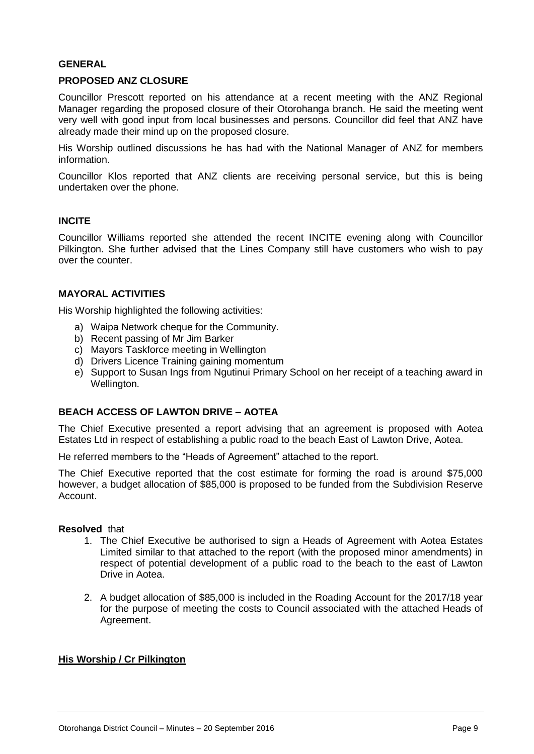## GENERAL

### PROPOSED ANZ CLOSURE

Councillor Prescott reported on his attendance at a recent meeting with the ANZ Regional Manager regarding the proposed closure of their Otorohanga branch. He said the meeting went very well with good input from local businesses and persons. Councillor did feel that ANZ have already made their mind up on the proposed closure.

His Worship outlined discussions he has had with the National Manager of ANZ for members information.

Councillor Klos reported that ANZ clients are receiving personal service, but this is being undertaken over the phone.

### INCITE

Councillor Williams reported she attended the recent INCITE evening along with Councillor Pilkington. She further advised that the Lines Company still have customers who wish to pay over the counter.

### MAYORAL ACTIVITIES

His Worship highlighted the following activities:

a) Waipa Network cheque for the Community.
b) Recent passing of Mr Jim Barker
c) Mayors Taskforce meeting in Wellington
d) Drivers Licence Training gaining momentum
e) Support to Susan Ings from Ngutinui Primary School on her receipt of a teaching award in Wellington.

### BEACH ACCESS OF LAWTON DRIVE – AOTEA

The Chief Executive presented a report advising that an agreement is proposed with Aotea Estates Ltd in respect of establishing a public road to the beach East of Lawton Drive, Aotea.

He referred members to the "Heads of Agreement" attached to the report.

The Chief Executive reported that the cost estimate for forming the road is around $75,000 however, a budget allocation of $85,000 is proposed to be funded from the Subdivision Reserve Account.

**Resolved** that

1. The Chief Executive be authorised to sign a Heads of Agreement with Aotea Estates Limited similar to that attached to the report (with the proposed minor amendments) in respect of potential development of a public road to the beach to the east of Lawton Drive in Aotea.

2. A budget allocation of $85,000 is included in the Roading Account for the 2017/18 year for the purpose of meeting the costs to Council associated with the attached Heads of Agreement.

**His Worship / Cr Pilkington**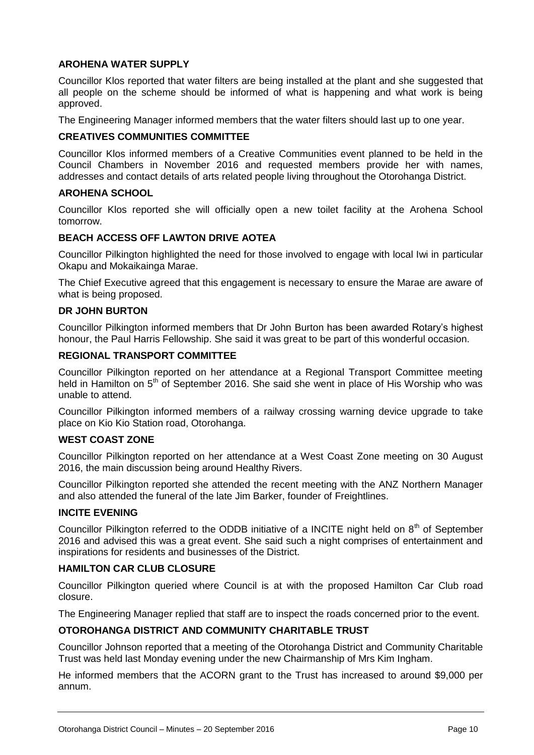### AROHENA WATER SUPPLY

Councillor Klos reported that water filters are being installed at the plant and she suggested that all people on the scheme should be informed of what is happening and what work is being approved.

The Engineering Manager informed members that the water filters should last up to one year.

### CREATIVES COMMUNITIES COMMITTEE

Councillor Klos informed members of a Creative Communities event planned to be held in the Council Chambers in November 2016 and requested members provide her with names, addresses and contact details of arts related people living throughout the Otorohanga District.

### AROHENA SCHOOL

Councillor Klos reported she will officially open a new toilet facility at the Arohena School tomorrow.

### BEACH ACCESS OFF LAWTON DRIVE AOTEA

Councillor Pilkington highlighted the need for those involved to engage with local Iwi in particular Okapu and Mokaikainga Marae.

The Chief Executive agreed that this engagement is necessary to ensure the Marae are aware of what is being proposed.

### DR JOHN BURTON

Councillor Pilkington informed members that Dr John Burton has been awarded Rotary's highest honour, the Paul Harris Fellowship. She said it was great to be part of this wonderful occasion.

### REGIONAL TRANSPORT COMMITTEE

Councillor Pilkington reported on her attendance at a Regional Transport Committee meeting held in Hamilton on 5th of September 2016. She said she went in place of His Worship who was unable to attend.

Councillor Pilkington informed members of a railway crossing warning device upgrade to take place on Kio Kio Station road, Otorohanga.

### WEST COAST ZONE

Councillor Pilkington reported on her attendance at a West Coast Zone meeting on 30 August 2016, the main discussion being around Healthy Rivers.

Councillor Pilkington reported she attended the recent meeting with the ANZ Northern Manager and also attended the funeral of the late Jim Barker, founder of Freightlines.

### INCITE EVENING

Councillor Pilkington referred to the ODDB initiative of a INCITE night held on 8th of September 2016 and advised this was a great event. She said such a night comprises of entertainment and inspirations for residents and businesses of the District.

### HAMILTON CAR CLUB CLOSURE

Councillor Pilkington queried where Council is at with the proposed Hamilton Car Club road closure.

The Engineering Manager replied that staff are to inspect the roads concerned prior to the event.

### OTOROHANGA DISTRICT AND COMMUNITY CHARITABLE TRUST

Councillor Johnson reported that a meeting of the Otorohanga District and Community Charitable Trust was held last Monday evening under the new Chairmanship of Mrs Kim Ingham.

He informed members that the ACORN grant to the Trust has increased to around $9,000 per annum.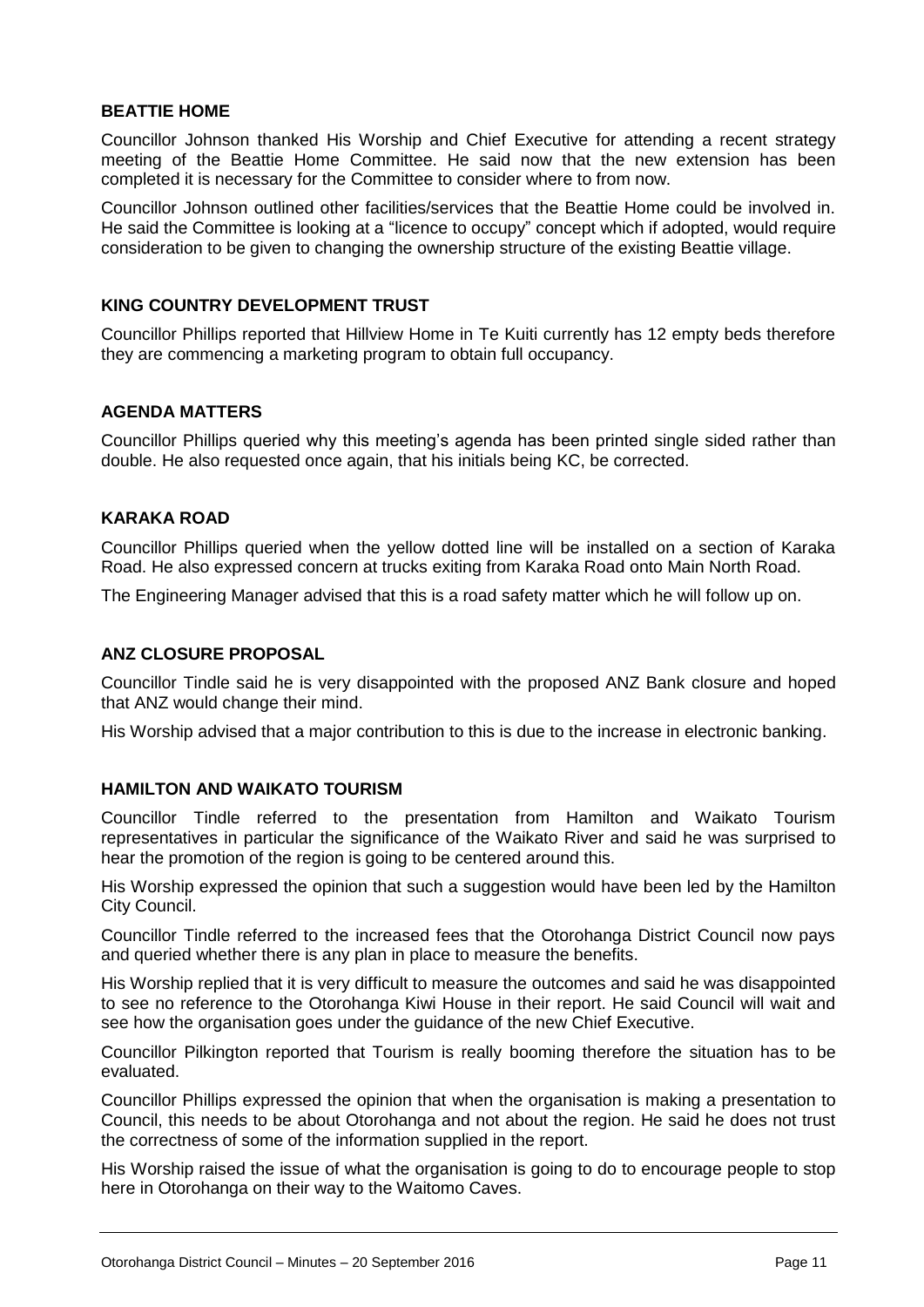## BEATTIE HOME

Councillor Johnson thanked His Worship and Chief Executive for attending a recent strategy meeting of the Beattie Home Committee. He said now that the new extension has been completed it is necessary for the Committee to consider where to from now.

Councillor Johnson outlined other facilities/services that the Beattie Home could be involved in. He said the Committee is looking at a "licence to occupy" concept which if adopted, would require consideration to be given to changing the ownership structure of the existing Beattie village.

## KING COUNTRY DEVELOPMENT TRUST

Councillor Phillips reported that Hillview Home in Te Kuiti currently has 12 empty beds therefore they are commencing a marketing program to obtain full occupancy.

## AGENDA MATTERS

Councillor Phillips queried why this meeting's agenda has been printed single sided rather than double. He also requested once again, that his initials being KC, be corrected.

## KARAKA ROAD

Councillor Phillips queried when the yellow dotted line will be installed on a section of Karaka Road. He also expressed concern at trucks exiting from Karaka Road onto Main North Road.

The Engineering Manager advised that this is a road safety matter which he will follow up on.

## ANZ CLOSURE PROPOSAL

Councillor Tindle said he is very disappointed with the proposed ANZ Bank closure and hoped that ANZ would change their mind.

His Worship advised that a major contribution to this is due to the increase in electronic banking.

## HAMILTON AND WAIKATO TOURISM

Councillor Tindle referred to the presentation from Hamilton and Waikato Tourism representatives in particular the significance of the Waikato River and said he was surprised to hear the promotion of the region is going to be centered around this.

His Worship expressed the opinion that such a suggestion would have been led by the Hamilton City Council.

Councillor Tindle referred to the increased fees that the Otorohanga District Council now pays and queried whether there is any plan in place to measure the benefits.

His Worship replied that it is very difficult to measure the outcomes and said he was disappointed to see no reference to the Otorohanga Kiwi House in their report. He said Council will wait and see how the organisation goes under the guidance of the new Chief Executive.

Councillor Pilkington reported that Tourism is really booming therefore the situation has to be evaluated.

Councillor Phillips expressed the opinion that when the organisation is making a presentation to Council, this needs to be about Otorohanga and not about the region. He said he does not trust the correctness of some of the information supplied in the report.

His Worship raised the issue of what the organisation is going to do to encourage people to stop here in Otorohanga on their way to the Waitomo Caves.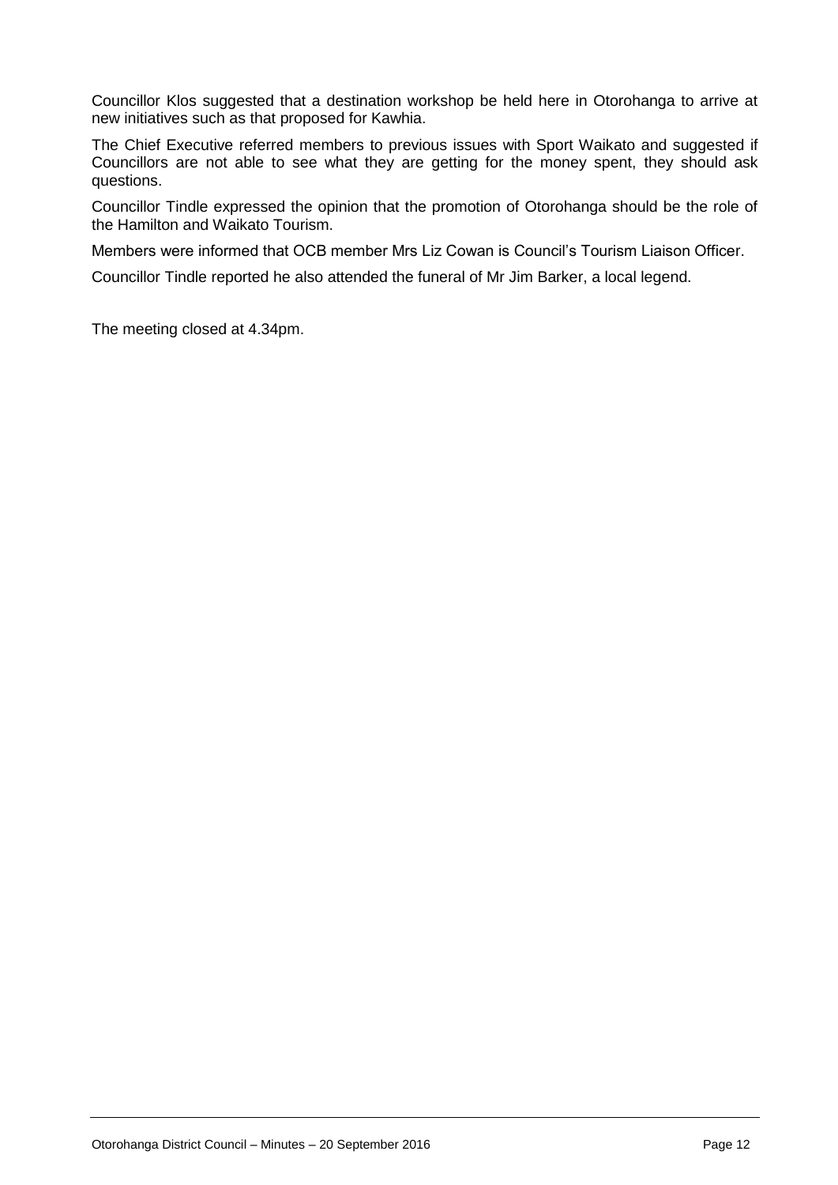Councillor Klos suggested that a destination workshop be held here in Otorohanga to arrive at new initiatives such as that proposed for Kawhia.

The Chief Executive referred members to previous issues with Sport Waikato and suggested if Councillors are not able to see what they are getting for the money spent, they should ask questions.

Councillor Tindle expressed the opinion that the promotion of Otorohanga should be the role of the Hamilton and Waikato Tourism.

Members were informed that OCB member Mrs Liz Cowan is Council's Tourism Liaison Officer.

Councillor Tindle reported he also attended the funeral of Mr Jim Barker, a local legend.

The meeting closed at 4.34pm.